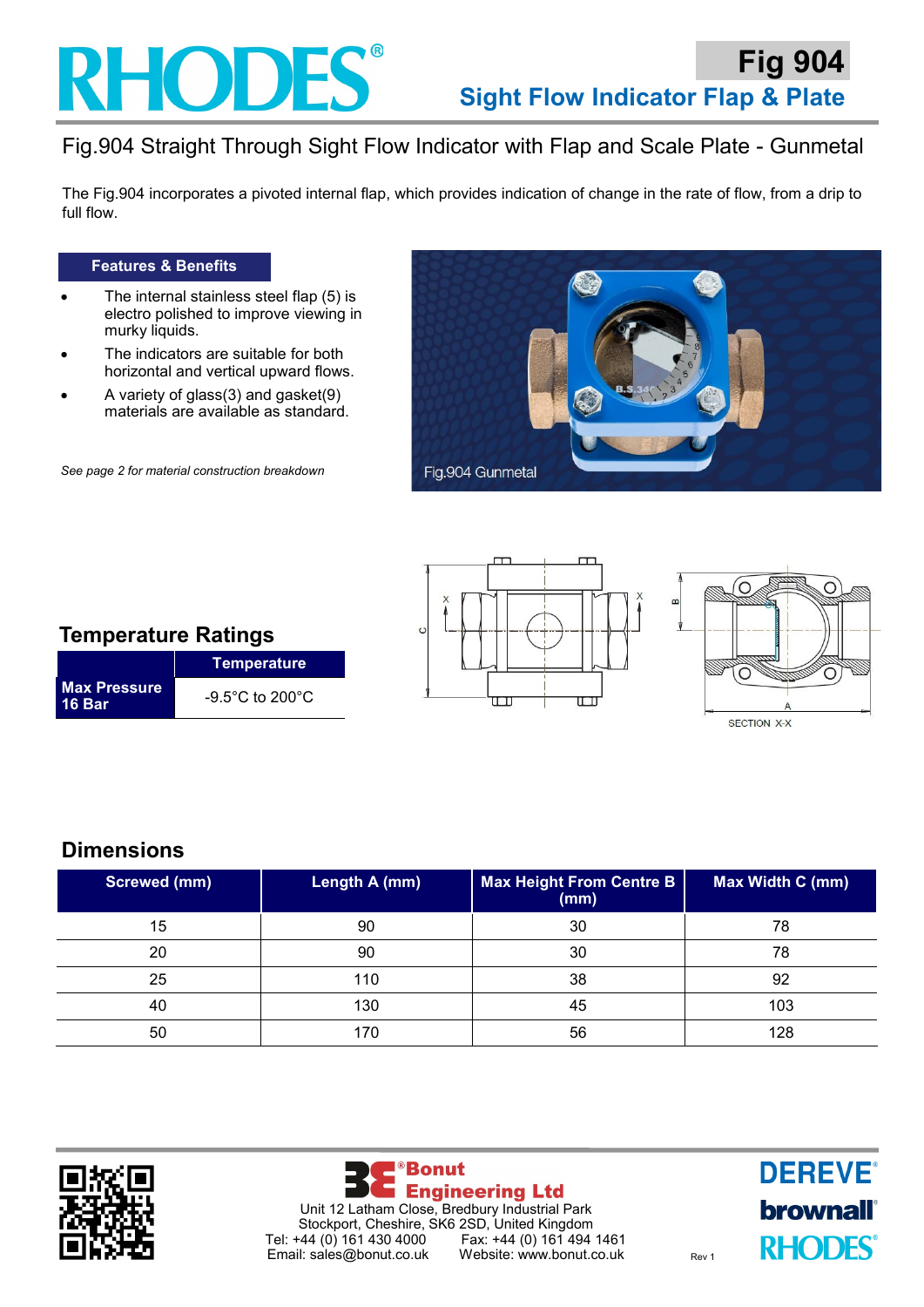# RHODES®

## Fig 904

## Sight Flow Indicator Flap & Plate

Fig.904 Straight Through Sight Flow Indicator with Flap and Scale Plate - Gunmetal

The Fig.904 incorporates a pivoted internal flap, which provides indication of change in the rate of flow, from a drip to full flow.

### Features & Benefits

- The internal stainless steel flap (5) is electro polished to improve viewing in murky liquids.
- The indicators are suitable for both horizontal and vertical upward flows.
- A variety of glass(3) and gasket(9) materials are available as standard.

*See page 2 for material construction breakdown*

Fig.904 Gunmetal

SECTION X-X

## Temperature Ratings

| | Temperature |
|---|---|
| **Max Pressure 16 Bar** | -9.5°C to 200°C |

## Dimensions

| Screwed (mm) | Length A (mm) | Max Height From Centre B (mm) | Max Width C (mm) |
|---|---|---|---|
| 15 | 90 | 30 | 78 |
| 20 | 90 | 30 | 78 |
| 25 | 110 | 38 | 92 |
| 40 | 130 | 45 | 103 |
| 50 | 170 | 56 | 128 |

**Bonut Engineering Ltd**
Unit 12 Latham Close, Bredbury Industrial Park
Stockport, Cheshire, SK6 2SD, United Kingdom
Tel: +44 (0) 161 430 4000 Fax: +44 (0) 161 494 1461
Email: sales@bonut.co.uk Website: www.bonut.co.uk

Rev 1

DEREVE® brownall® RHODES®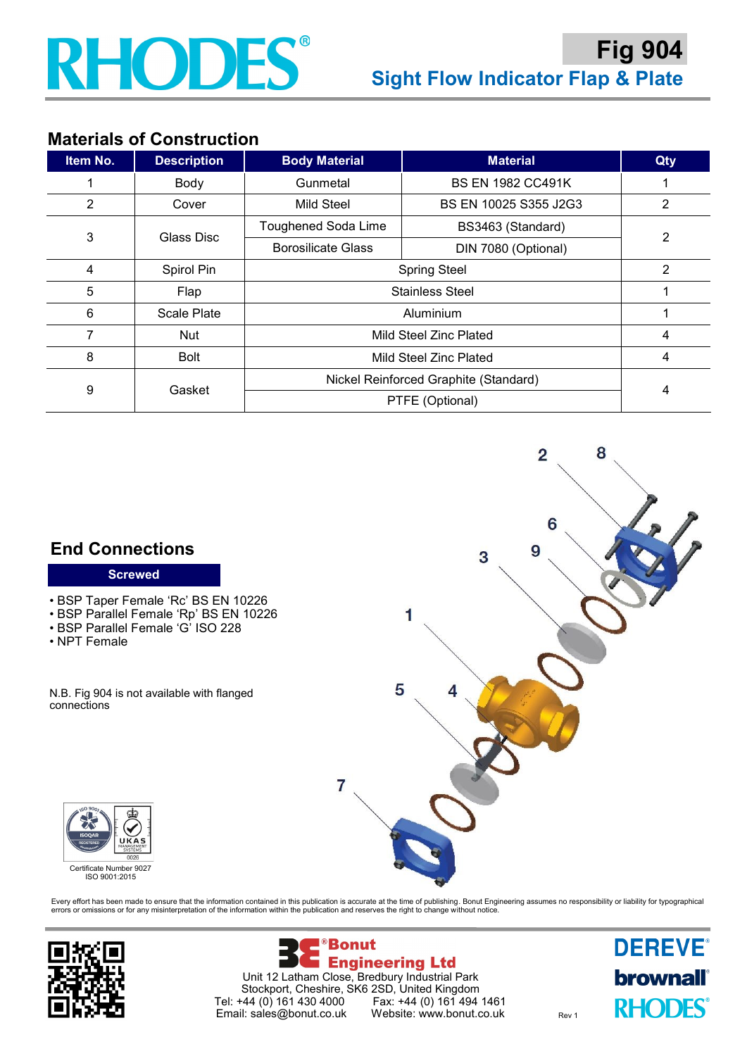# RHODES®

## Fig 904
## Sight Flow Indicator Flap & Plate

### Materials of Construction

| Item No. | Description | Body Material | Material | Qty |
|---|---|---|---|---|
| 1 | Body | Gunmetal | BS EN 1982 CC491K | 1 |
| 2 | Cover | Mild Steel | BS EN 10025 S355 J2G3 | 2 |
| 3 | Glass Disc | Toughened Soda Lime | BS3463 (Standard) | 2 |
| | | Borosilicate Glass | DIN 7080 (Optional) | |
| 4 | Spirol Pin | Spring Steel | | 2 |
| 5 | Flap | Stainless Steel | | 1 |
| 6 | Scale Plate | Aluminium | | 1 |
| 7 | Nut | Mild Steel Zinc Plated | | 4 |
| 8 | Bolt | Mild Steel Zinc Plated | | 4 |
| 9 | Gasket | Nickel Reinforced Graphite (Standard) | | 4 |
| | | PTFE (Optional) | | |

### End Connections

**Screwed**

- BSP Taper Female 'Rc' BS EN 10226
- BSP Parallel Female 'Rp' BS EN 10226
- BSP Parallel Female 'G' ISO 228
- NPT Female

N.B. Fig 904 is not available with flanged connections

2 8 6 3 9 1 5 4 7

Certificate Number 9027
ISO 9001:2015

Every effort has been made to ensure that the information contained in this publication is accurate at the time of publishing. Bonut Engineering assumes no responsibility or liability for typographical errors or omissions or for any misinterpretation of the information within the publication and reserves the right to change without notice.

Bonut Engineering Ltd
Unit 12 Latham Close, Bredbury Industrial Park
Stockport, Cheshire, SK6 2SD, United Kingdom
Tel: +44 (0) 161 430 4000 Fax: +44 (0) 161 494 1461
Email: sales@bonut.co.uk Website: www.bonut.co.uk

Rev 1

DEREVE brownall RHODES